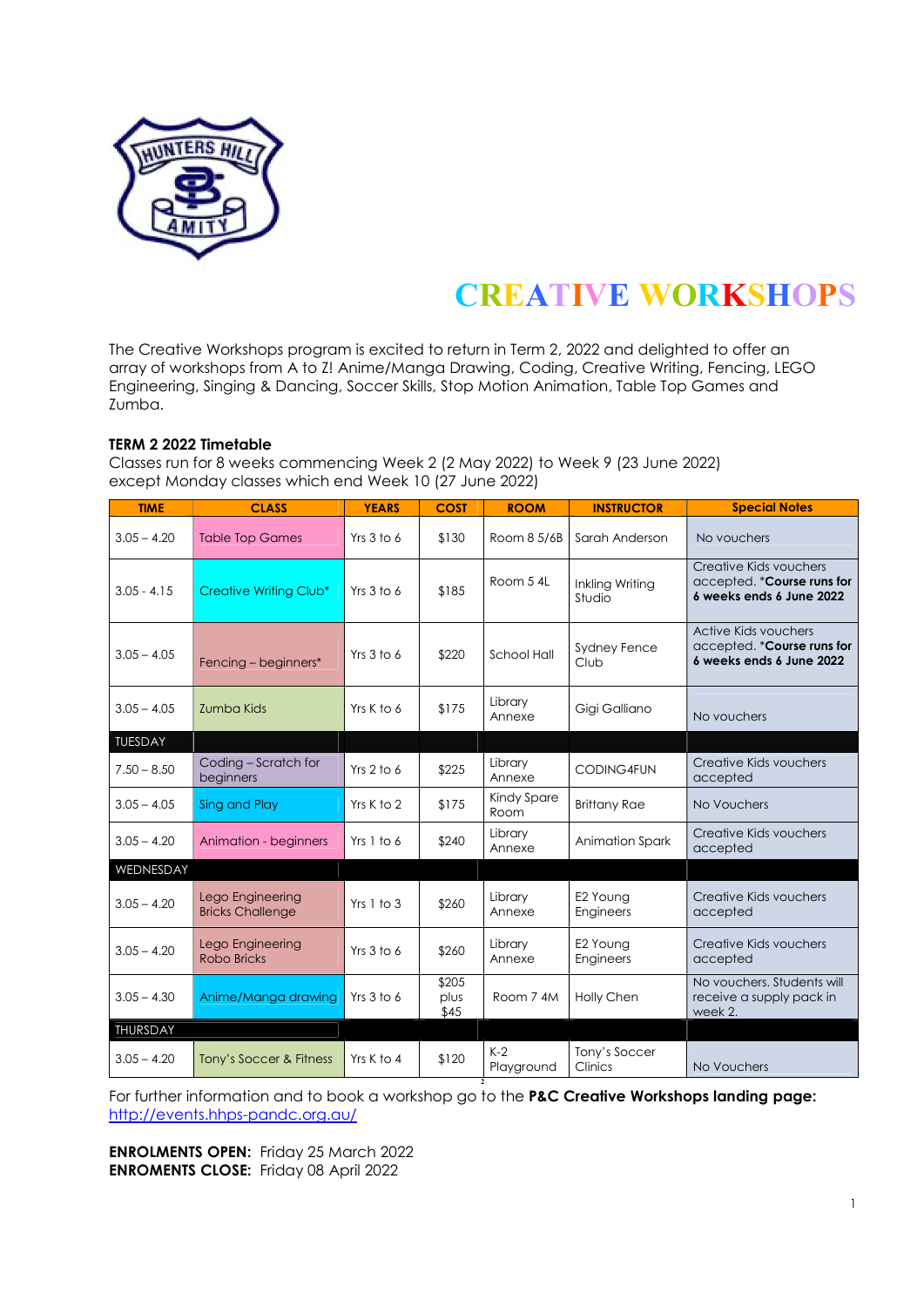# CREATIVE WORKSHOPS

The Creative Workshops program is excited to return in Term 2, 2022 and delighted to offer an array of workshops from A to Z! Anime/Manga Drawing, Coding, Creative Writing, Fencing, LEGO Engineering, Singing & Dancing, Soccer Skills, Stop Motion Animation, Table Top Games and Zumba.

**TERM 2 2022 Timetable**

Classes run for 8 weeks commencing Week 2 (2 May 2022) to Week 9 (23 June 2022) except Monday classes which end Week 10 (27 June 2022)

| TIME | CLASS | YEARS | COST | ROOM | INSTRUCTOR | Special Notes |
|---|---|---|---|---|---|---|
| 3.05 – 4.20 | Table Top Games | Yrs 3 to 6 | $130 | Room 8 5/6B | Sarah Anderson | No vouchers |
| 3.05 - 4.15 | Creative Writing Club* | Yrs 3 to 6 | $185 | Room 5 4L | Inkling Writing Studio | Creative Kids vouchers accepted. ***Course runs for 6 weeks ends 6 June 2022** |
| 3.05 – 4.05 | Fencing – beginners* | Yrs 3 to 6 | $220 | School Hall | Sydney Fence Club | Active Kids vouchers accepted. ***Course runs for 6 weeks ends 6 June 2022** |
| 3.05 – 4.05 | Zumba Kids | Yrs K to 6 | $175 | Library Annexe | Gigi Galliano | No vouchers |
| TUESDAY | | | | | | |
| 7.50 – 8.50 | Coding – Scratch for beginners | Yrs 2 to 6 | $225 | Library Annexe | CODING4FUN | Creative Kids vouchers accepted |
| 3.05 – 4.05 | Sing and Play | Yrs K to 2 | $175 | Kindy Spare Room | Brittany Rae | No Vouchers |
| 3.05 – 4.20 | Animation - beginners | Yrs 1 to 6 | $240 | Library Annexe | Animation Spark | Creative Kids vouchers accepted |
| WEDNESDAY | | | | | | |
| 3.05 – 4.20 | Lego Engineering Bricks Challenge | Yrs 1 to 3 | $260 | Library Annexe | E2 Young Engineers | Creative Kids vouchers accepted |
| 3.05 – 4.20 | Lego Engineering Robo Bricks | Yrs 3 to 6 | $260 | Library Annexe | E2 Young Engineers | Creative Kids vouchers accepted |
| 3.05 – 4.30 | Anime/Manga drawing | Yrs 3 to 6 | $205 plus $45 | Room 7 4M | Holly Chen | No vouchers. Students will receive a supply pack in week 2. |
| THURSDAY | | | | | | |
| 3.05 – 4.20 | Tony's Soccer & Fitness | Yrs K to 4 | $120 | K-2 Playground | Tony's Soccer Clinics | No Vouchers |

For further information and to book a workshop go to the **P&C Creative Workshops landing page:** http://events.hhps-pandc.org.au/

**ENROLMENTS OPEN:** Friday 25 March 2022
**ENROMENTS CLOSE:** Friday 08 April 2022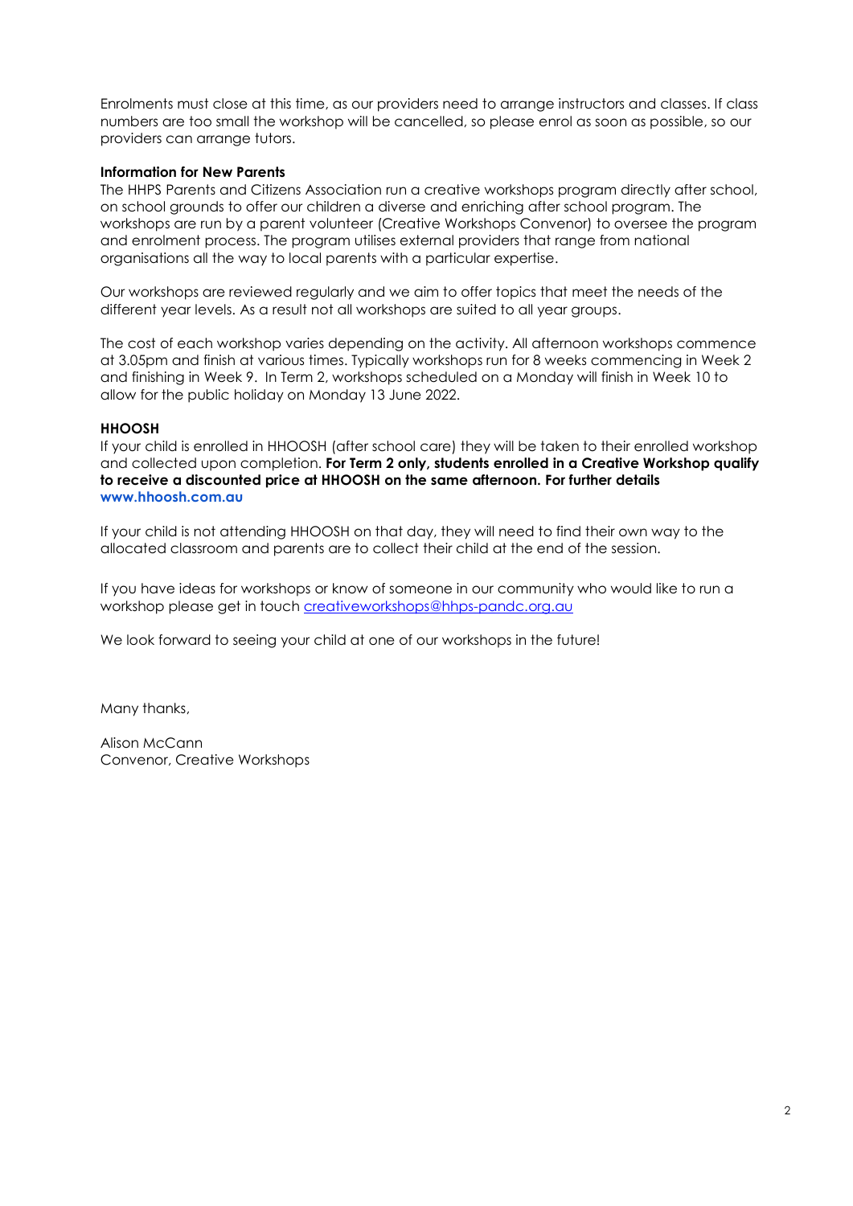Enrolments must close at this time, as our providers need to arrange instructors and classes. If class numbers are too small the workshop will be cancelled, so please enrol as soon as possible, so our providers can arrange tutors.

**Information for New Parents**

The HHPS Parents and Citizens Association run a creative workshops program directly after school, on school grounds to offer our children a diverse and enriching after school program. The workshops are run by a parent volunteer (Creative Workshops Convenor) to oversee the program and enrolment process. The program utilises external providers that range from national organisations all the way to local parents with a particular expertise.

Our workshops are reviewed regularly and we aim to offer topics that meet the needs of the different year levels. As a result not all workshops are suited to all year groups.

The cost of each workshop varies depending on the activity. All afternoon workshops commence at 3.05pm and finish at various times. Typically workshops run for 8 weeks commencing in Week 2 and finishing in Week 9. In Term 2, workshops scheduled on a Monday will finish in Week 10 to allow for the public holiday on Monday 13 June 2022.

**HHOOSH**

If your child is enrolled in HHOOSH (after school care) they will be taken to their enrolled workshop and collected upon completion. **For Term 2 only, students enrolled in a Creative Workshop qualify to receive a discounted price at HHOOSH on the same afternoon. For further details www.hhoosh.com.au**

If your child is not attending HHOOSH on that day, they will need to find their own way to the allocated classroom and parents are to collect their child at the end of the session.

If you have ideas for workshops or know of someone in our community who would like to run a workshop please get in touch creativeworkshops@hhps-pandc.org.au

We look forward to seeing your child at one of our workshops in the future!

Many thanks,

Alison McCann
Convenor, Creative Workshops